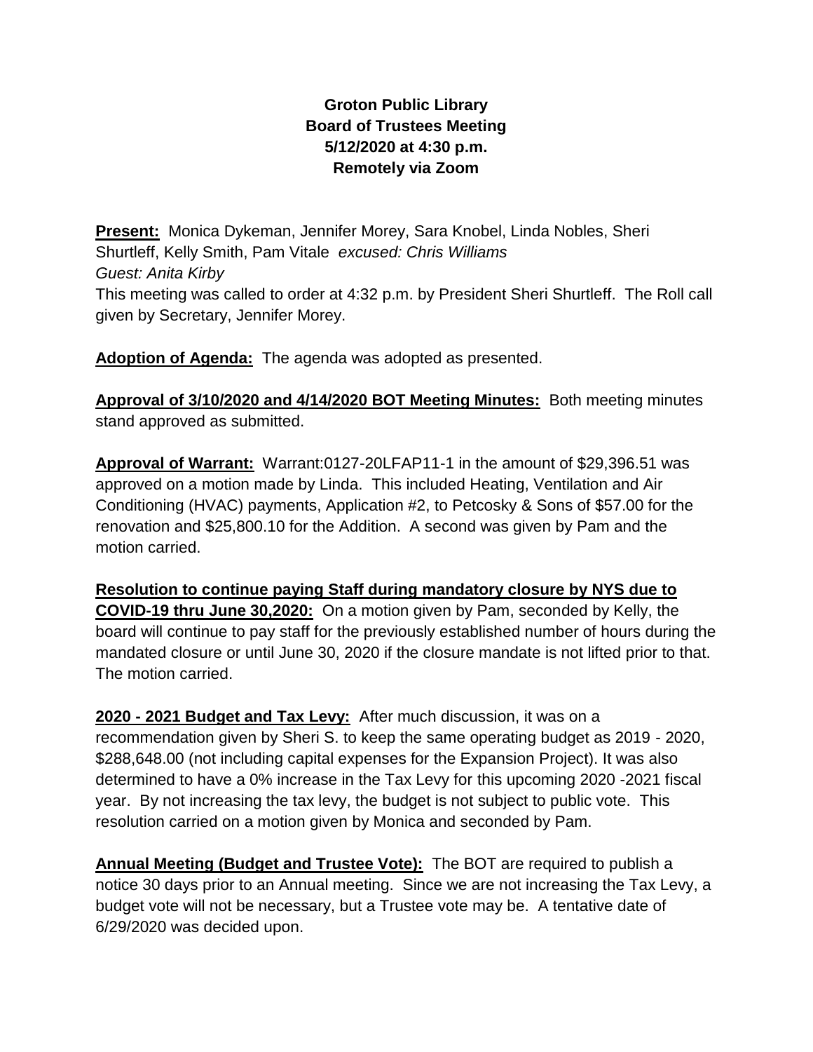**Groton Public Library**
**Board of Trustees Meeting**
**5/12/2020 at 4:30 p.m.**
**Remotely via Zoom**

**Present:** Monica Dykeman, Jennifer Morey, Sara Knobel, Linda Nobles, Sheri Shurtleff, Kelly Smith, Pam Vitale *excused: Chris Williams*
*Guest: Anita Kirby*
This meeting was called to order at 4:32 p.m. by President Sheri Shurtleff. The Roll call given by Secretary, Jennifer Morey.

**Adoption of Agenda:** The agenda was adopted as presented.

**Approval of 3/10/2020 and 4/14/2020 BOT Meeting Minutes:** Both meeting minutes stand approved as submitted.

**Approval of Warrant:** Warrant:0127-20LFAP11-1 in the amount of $29,396.51 was approved on a motion made by Linda. This included Heating, Ventilation and Air Conditioning (HVAC) payments, Application #2, to Petcosky & Sons of $57.00 for the renovation and $25,800.10 for the Addition. A second was given by Pam and the motion carried.

**Resolution to continue paying Staff during mandatory closure by NYS due to COVID-19 thru June 30,2020:** On a motion given by Pam, seconded by Kelly, the board will continue to pay staff for the previously established number of hours during the mandated closure or until June 30, 2020 if the closure mandate is not lifted prior to that. The motion carried.

**2020 - 2021 Budget and Tax Levy:** After much discussion, it was on a recommendation given by Sheri S. to keep the same operating budget as 2019 - 2020, $288,648.00 (not including capital expenses for the Expansion Project). It was also determined to have a 0% increase in the Tax Levy for this upcoming 2020 -2021 fiscal year. By not increasing the tax levy, the budget is not subject to public vote. This resolution carried on a motion given by Monica and seconded by Pam.

**Annual Meeting (Budget and Trustee Vote):** The BOT are required to publish a notice 30 days prior to an Annual meeting. Since we are not increasing the Tax Levy, a budget vote will not be necessary, but a Trustee vote may be. A tentative date of 6/29/2020 was decided upon.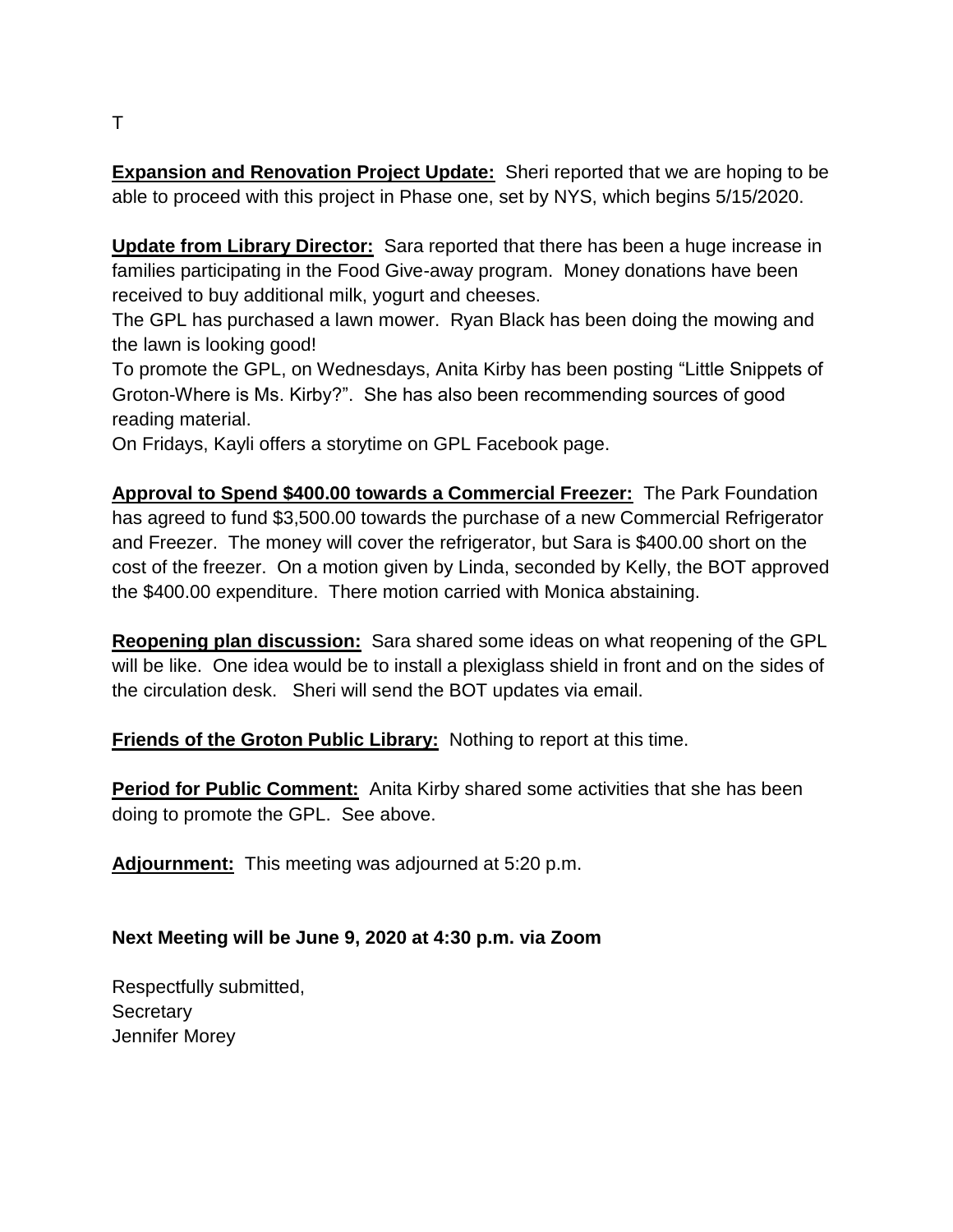T

**<u>Expansion and Renovation Project Update:</u>** Sheri reported that we are hoping to be able to proceed with this project in Phase one, set by NYS, which begins 5/15/2020.

**<u>Update from Library Director:</u>** Sara reported that there has been a huge increase in families participating in the Food Give-away program. Money donations have been received to buy additional milk, yogurt and cheeses.
The GPL has purchased a lawn mower. Ryan Black has been doing the mowing and the lawn is looking good!
To promote the GPL, on Wednesdays, Anita Kirby has been posting "Little Snippets of Groton-Where is Ms. Kirby?". She has also been recommending sources of good reading material.
On Fridays, Kayli offers a storytime on GPL Facebook page.

**<u>Approval to Spend $400.00 towards a Commercial Freezer:</u>** The Park Foundation has agreed to fund $3,500.00 towards the purchase of a new Commercial Refrigerator and Freezer. The money will cover the refrigerator, but Sara is $400.00 short on the cost of the freezer. On a motion given by Linda, seconded by Kelly, the BOT approved the $400.00 expenditure. There motion carried with Monica abstaining.

**<u>Reopening plan discussion:</u>** Sara shared some ideas on what reopening of the GPL will be like. One idea would be to install a plexiglass shield in front and on the sides of the circulation desk. Sheri will send the BOT updates via email.

**<u>Friends of the Groton Public Library:</u>** Nothing to report at this time.

**<u>Period for Public Comment:</u>** Anita Kirby shared some activities that she has been doing to promote the GPL. See above.

**<u>Adjournment:</u>** This meeting was adjourned at 5:20 p.m.

**Next Meeting will be June 9, 2020 at 4:30 p.m. via Zoom**

Respectfully submitted,
Secretary
Jennifer Morey